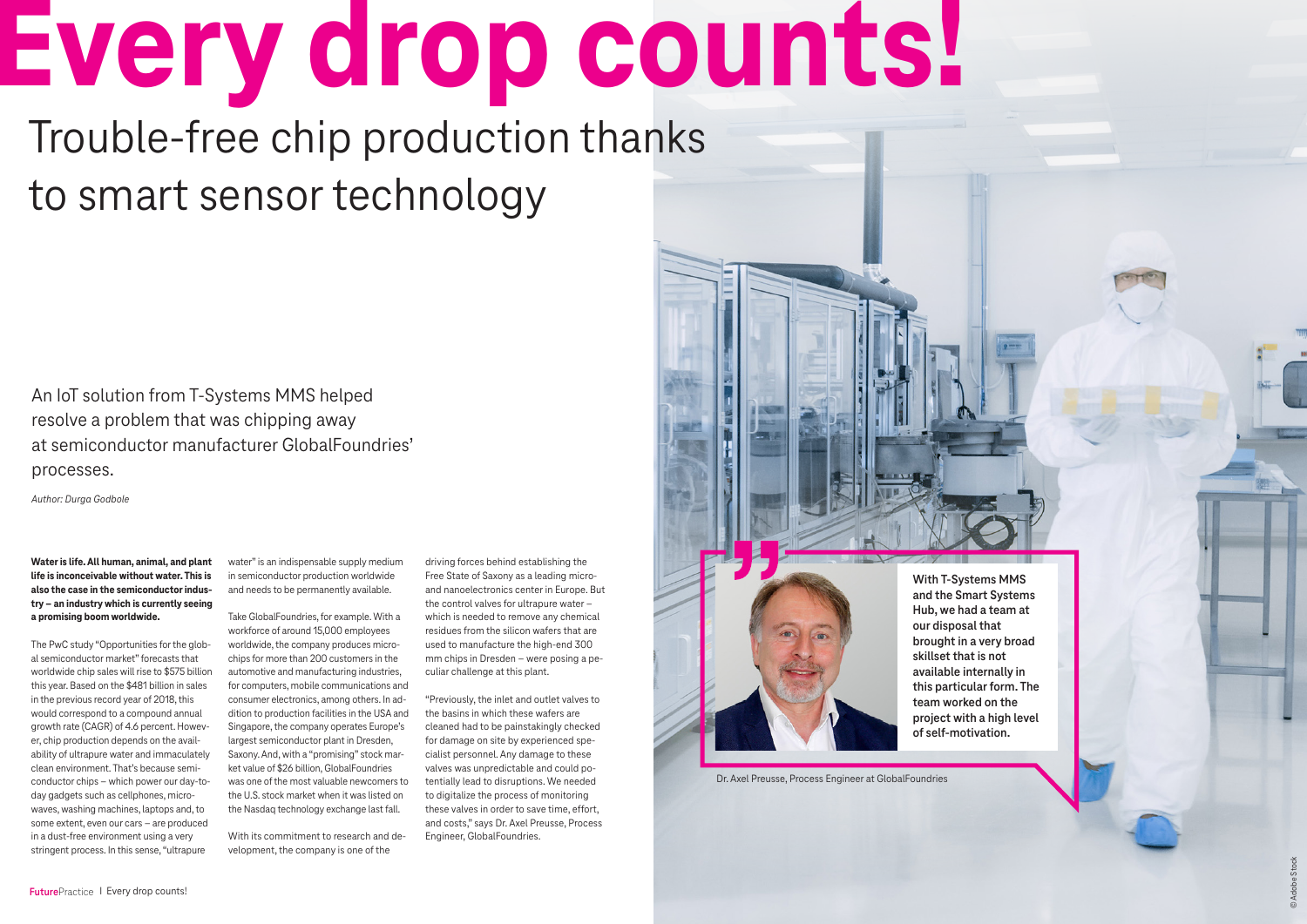# Every drop counts!

## Trouble-free chip production thanks to smart sensor technology

An IoT solution from T-Systems MMS helped resolve a problem that was chipping away at semiconductor manufacturer GlobalFoundries' processes.

*Author: Durga Godbole*

**Water is life. All human, animal, and plant life is inconceivable without water. This is also the case in the semiconductor industry – an industry which is currently seeing a promising boom worldwide.**

The PwC study "Opportunities for the global semiconductor market" forecasts that worldwide chip sales will rise to $575 billion this year. Based on the $481 billion in sales in the previous record year of 2018, this would correspond to a compound annual growth rate (CAGR) of 4.6 percent. However, chip production depends on the availability of ultrapure water and immaculately clean environment. That's because semiconductor chips – which power our day-to-day gadgets such as cellphones, microwaves, washing machines, laptops and, to some extent, even our cars – are produced in a dust-free environment using a very stringent process. In this sense, "ultrapure water" is an indispensable supply medium in semiconductor production worldwide and needs to be permanently available.

Take GlobalFoundries, for example. With a workforce of around 15,000 employees worldwide, the company produces microchips for more than 200 customers in the automotive and manufacturing industries, for computers, mobile communications and consumer electronics, among others. In addition to production facilities in the USA and Singapore, the company operates Europe's largest semiconductor plant in Dresden, Saxony. And, with a "promising" stock market value of $26 billion, GlobalFoundries was one of the most valuable newcomers to the U.S. stock market when it was listed on the Nasdaq technology exchange last fall.

With its commitment to research and development, the company is one of the driving forces behind establishing the Free State of Saxony as a leading micro- and nanoelectronics center in Europe. But the control valves for ultrapure water – which is needed to remove any chemical residues from the silicon wafers that are used to manufacture the high-end 300 mm chips in Dresden – were posing a peculiar challenge at this plant.

"Previously, the inlet and outlet valves to the basins in which these wafers are cleaned had to be painstakingly checked for damage on site by experienced specialist personnel. Any damage to these valves was unpredictable and could potentially lead to disruptions. We needed to digitalize the process of monitoring these valves in order to save time, effort, and costs," says Dr. Axel Preusse, Process Engineer, GlobalFoundries.

> **With T-Systems MMS and the Smart Systems Hub, we had a team at our disposal that brought in a very broad skillset that is not available internally in this particular form. The team worked on the project with a high level of self-motivation.**

Dr. Axel Preusse, Process Engineer at GlobalFoundries

© Adobe Stock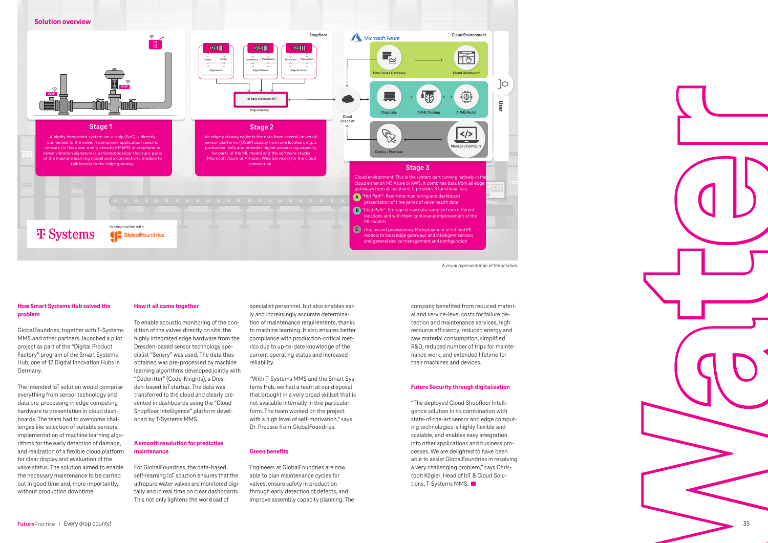## Solution overview

Stage 1

A highly integrated system-on-a-chip (SoC) is directly connected to the valve. It comprises application specific sensors (in this case, a very sensitive MEMS microphone to sense vibration signatures), a microprocessor that runs parts of the machine learning model and a connectivity module to talk locally to the edge gateway.

Stage 2

An edge gateway collects the data from several universal sensor platforms (USeP) usually from one location, e.g. a production hall, and provides higher processing capacity for parts of the ML model and the software stacks (Microsoft Azure or Amazon Web Services) for the cloud connection.

Stage 3

Cloud environment: This is the system part running natively in the cloud either on MS Azure or AWS. It combines data from all edge gateways from all locations. It provides 3 functionalities:

- A "Hot Path": Real-time monitoring and dashboard presentation of time series of valve health data
- B "Cold Path": Storage of raw data samples from different locations and with them continuous improvement of the ML models
- C Deploy and provisioning: Redeployment of refined ML models to local edge gateways and intelligent sensors and general device management and configuration

T Systems

in cooperation with GlobalFoundries

*A visual representation of the solution.*

### How Smart Systems Hub solved the problem

GlobalFoundries, together with T-Systems MMS and other partners, launched a pilot project as part of the "Digital Product Factory" program of the Smart Systems Hub, one of 12 Digital Innovation Hubs in Germany.

The intended IoT solution would comprise everything from sensor technology and data pre-processing in edge computing hardware to presentation in cloud dashboards. The team had to overcome challenges like selection of suitable sensors, implementation of machine learning algorithms for the early detection of damage, and realization of a flexible cloud platform for clear display and evaluation of the valve status. The solution aimed to enable the necessary maintenance to be carried out in good time and, more importantly, without production downtime.

### How it all came together

To enable acoustic monitoring of the condition of the valves directly on site, the highly integrated edge hardware from the Dresden-based sensor technology specialist "Sensry" was used. The data thus obtained was pre-processed by machine learning algorithms developed jointly with "Coderitter" (Code-Knights), a Dresden-based IoT startup. The data was transferred to the cloud and clearly presented in dashboards using the "Cloud Shopfloor Intelligence" platform developed by T-Systems MMS.

### A smooth resolution for predictive maintenance

For GlobalFoundries, the data-based, self-learning IoT solution ensures that the ultrapure water valves are monitored digitally and in real time on clear dashboards. This not only lightens the workload of specialist personnel, but also enables early and increasingly accurate determination of maintenance requirements, thanks to machine learning. It also ensures better compliance with production-critical metrics due to up-to-date knowledge of the current operating status and increased reliability.

"With T-Systems MMS and the Smart Systems Hub, we had a team at our disposal that brought in a very broad skillset that is not available internally in this particular form. The team worked on the project with a high level of self-motivation," says Dr. Preusse from GlobalFoundries.

### Green benefits

Engineers at GlobalFoundries are now able to plan maintenance cycles for valves, ensure safety in production through early detection of defects, and improve assembly capacity planning. The company benefited from reduced material and service-level costs for failure detection and maintenance services, high resource efficiency, reduced energy and raw material consumption, simplified R&D, reduced number of trips for maintenance work, and extended lifetime for their machines and devices.

### Future Security through digitalization

"The deployed Cloud Shopfloor Intelligence solution in its combination with state-of-the-art sensor and edge computing technologies is highly flexible and scalable, and enables easy integration into other applications and business processes. We are delighted to have been able to assist GlobalFoundries in resolving a very challenging problem," says Christoph Kögler, Head of IoT & Cloud Solutions, T-Systems MMS.